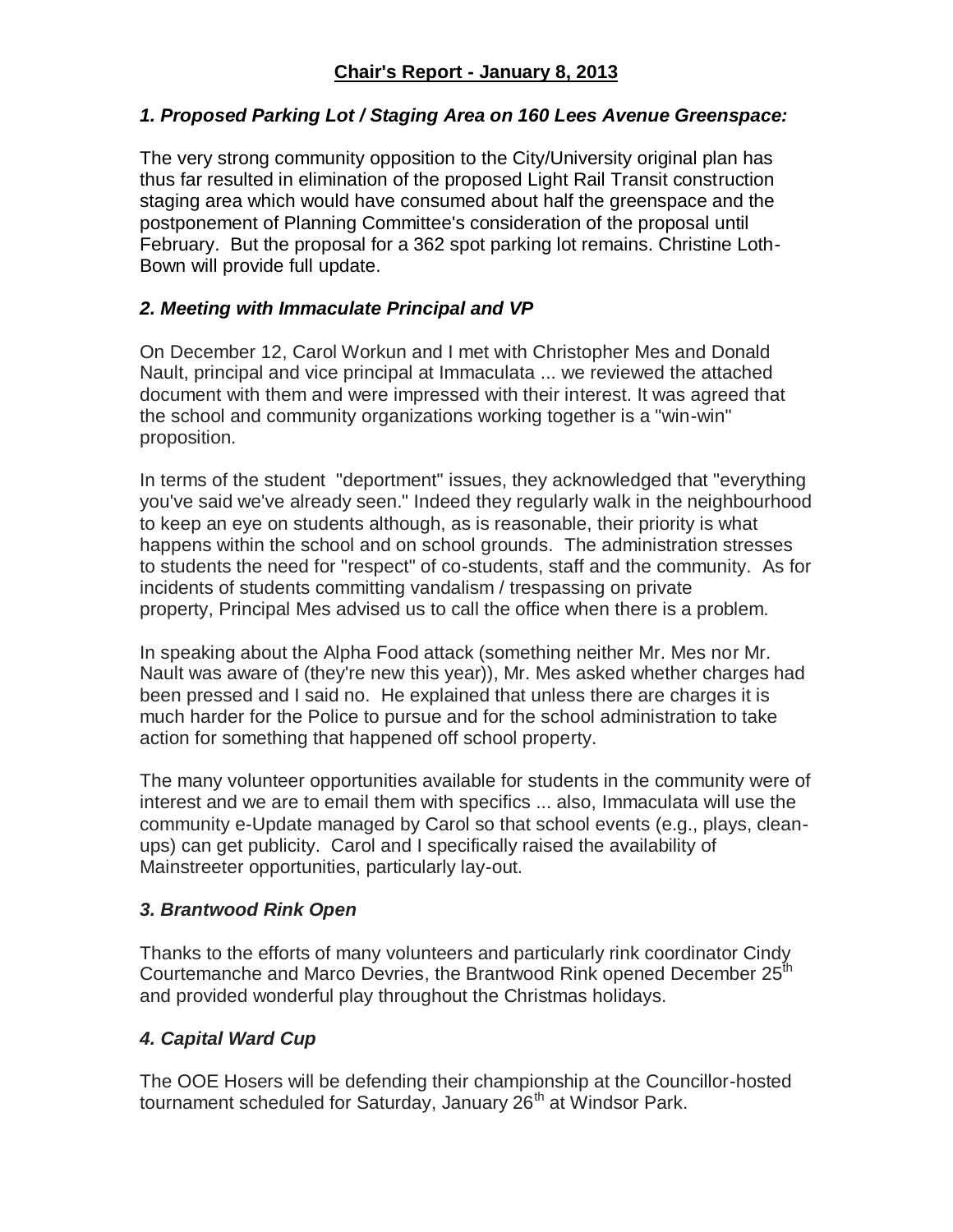# Chair's Report - January 8, 2013

### *1. Proposed Parking Lot / Staging Area on 160 Lees Avenue Greenspace:*

The very strong community opposition to the City/University original plan has thus far resulted in elimination of the proposed Light Rail Transit construction staging area which would have consumed about half the greenspace and the postponement of Planning Committee's consideration of the proposal until February. But the proposal for a 362 spot parking lot remains. Christine Loth-Bown will provide full update.

### *2. Meeting with Immaculate Principal and VP*

On December 12, Carol Workun and I met with Christopher Mes and Donald Nault, principal and vice principal at Immaculata ... we reviewed the attached document with them and were impressed with their interest. It was agreed that the school and community organizations working together is a "win-win" proposition.

In terms of the student "deportment" issues, they acknowledged that "everything you've said we've already seen." Indeed they regularly walk in the neighbourhood to keep an eye on students although, as is reasonable, their priority is what happens within the school and on school grounds. The administration stresses to students the need for "respect" of co-students, staff and the community. As for incidents of students committing vandalism / trespassing on private property, Principal Mes advised us to call the office when there is a problem.

In speaking about the Alpha Food attack (something neither Mr. Mes nor Mr. Nault was aware of (they're new this year)), Mr. Mes asked whether charges had been pressed and I said no. He explained that unless there are charges it is much harder for the Police to pursue and for the school administration to take action for something that happened off school property.

The many volunteer opportunities available for students in the community were of interest and we are to email them with specifics ... also, Immaculata will use the community e-Update managed by Carol so that school events (e.g., plays, clean-ups) can get publicity. Carol and I specifically raised the availability of Mainstreeter opportunities, particularly lay-out.

### *3. Brantwood Rink Open*

Thanks to the efforts of many volunteers and particularly rink coordinator Cindy Courtemanche and Marco Devries, the Brantwood Rink opened December 25th and provided wonderful play throughout the Christmas holidays.

### *4. Capital Ward Cup*

The OOE Hosers will be defending their championship at the Councillor-hosted tournament scheduled for Saturday, January 26th at Windsor Park.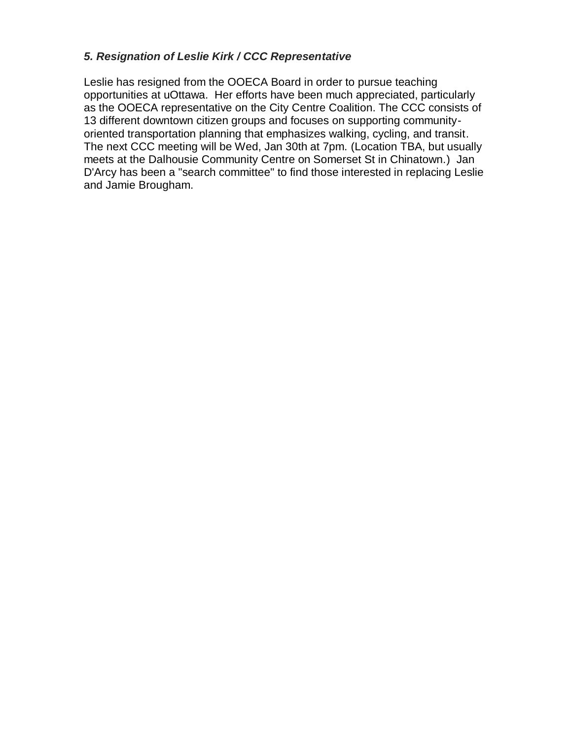### *5. Resignation of Leslie Kirk / CCC Representative*

Leslie has resigned from the OOECA Board in order to pursue teaching opportunities at uOttawa. Her efforts have been much appreciated, particularly as the OOECA representative on the City Centre Coalition. The CCC consists of 13 different downtown citizen groups and focuses on supporting community-oriented transportation planning that emphasizes walking, cycling, and transit. The next CCC meeting will be Wed, Jan 30th at 7pm. (Location TBA, but usually meets at the Dalhousie Community Centre on Somerset St in Chinatown.) Jan D'Arcy has been a "search committee" to find those interested in replacing Leslie and Jamie Brougham.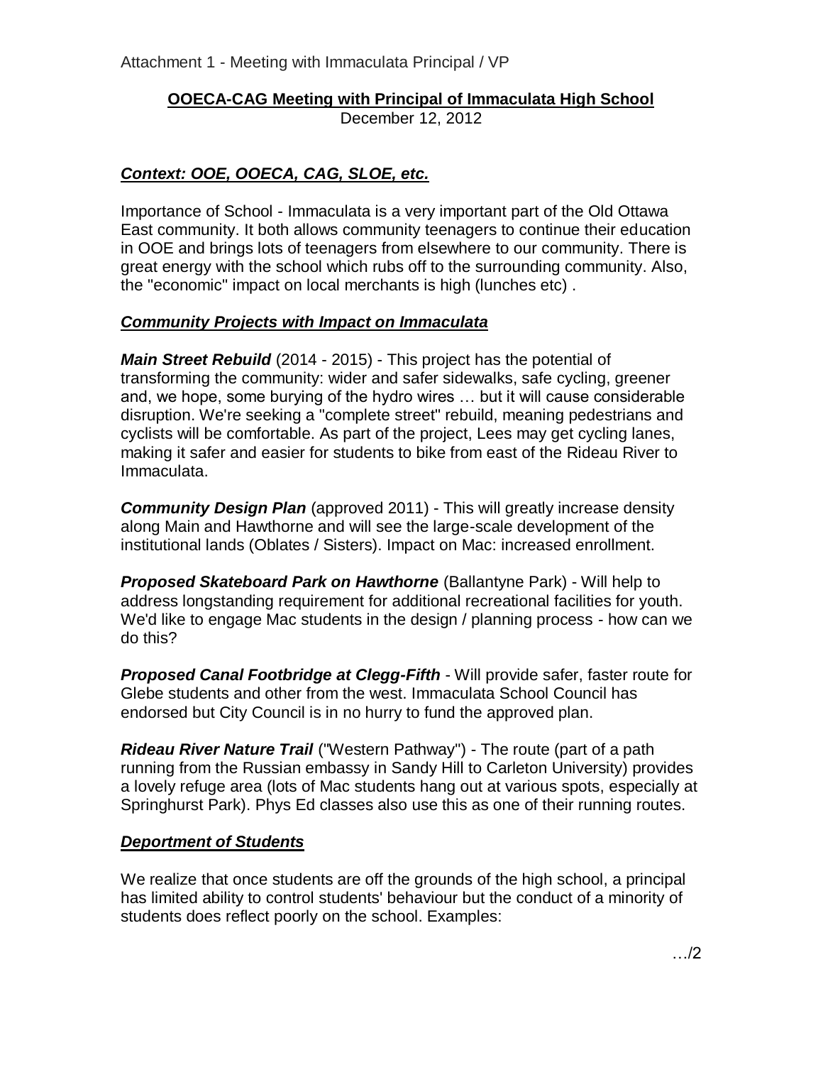Attachment 1 - Meeting with Immaculata Principal / VP

## OOECA-CAG Meeting with Principal of Immaculata High School

December 12, 2012

### *Context: OOE, OOECA, CAG, SLOE, etc.*

Importance of School - Immaculata is a very important part of the Old Ottawa East community. It both allows community teenagers to continue their education in OOE and brings lots of teenagers from elsewhere to our community. There is great energy with the school which rubs off to the surrounding community. Also, the "economic" impact on local merchants is high (lunches etc) .

### *Community Projects with Impact on Immaculata*

***Main Street Rebuild*** (2014 - 2015) - This project has the potential of transforming the community: wider and safer sidewalks, safe cycling, greener and, we hope, some burying of the hydro wires … but it will cause considerable disruption. We're seeking a "complete street" rebuild, meaning pedestrians and cyclists will be comfortable. As part of the project, Lees may get cycling lanes, making it safer and easier for students to bike from east of the Rideau River to Immaculata.

***Community Design Plan*** (approved 2011) - This will greatly increase density along Main and Hawthorne and will see the large-scale development of the institutional lands (Oblates / Sisters). Impact on Mac: increased enrollment.

***Proposed Skateboard Park on Hawthorne*** (Ballantyne Park) - Will help to address longstanding requirement for additional recreational facilities for youth. We'd like to engage Mac students in the design / planning process - how can we do this?

***Proposed Canal Footbridge at Clegg-Fifth*** - Will provide safer, faster route for Glebe students and other from the west. Immaculata School Council has endorsed but City Council is in no hurry to fund the approved plan.

***Rideau River Nature Trail*** ("Western Pathway") - The route (part of a path running from the Russian embassy in Sandy Hill to Carleton University) provides a lovely refuge area (lots of Mac students hang out at various spots, especially at Springhurst Park). Phys Ed classes also use this as one of their running routes.

### *Deportment of Students*

We realize that once students are off the grounds of the high school, a principal has limited ability to control students' behaviour but the conduct of a minority of students does reflect poorly on the school. Examples:

…/2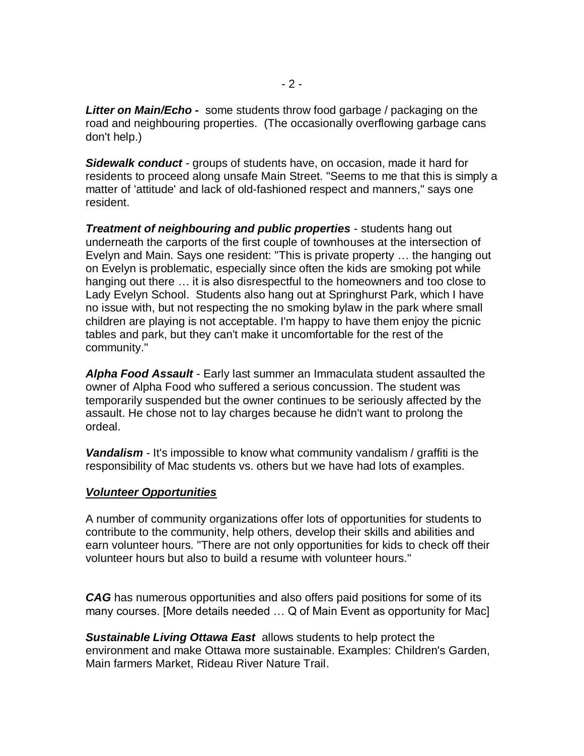***Litter on Main/Echo -*** some students throw food garbage / packaging on the road and neighbouring properties. (The occasionally overflowing garbage cans don't help.)

***Sidewalk conduct*** - groups of students have, on occasion, made it hard for residents to proceed along unsafe Main Street. "Seems to me that this is simply a matter of 'attitude' and lack of old-fashioned respect and manners," says one resident.

***Treatment of neighbouring and public properties*** - students hang out underneath the carports of the first couple of townhouses at the intersection of Evelyn and Main. Says one resident: "This is private property … the hanging out on Evelyn is problematic, especially since often the kids are smoking pot while hanging out there … it is also disrespectful to the homeowners and too close to Lady Evelyn School. Students also hang out at Springhurst Park, which I have no issue with, but not respecting the no smoking bylaw in the park where small children are playing is not acceptable. I'm happy to have them enjoy the picnic tables and park, but they can't make it uncomfortable for the rest of the community."

***Alpha Food Assault*** - Early last summer an Immaculata student assaulted the owner of Alpha Food who suffered a serious concussion. The student was temporarily suspended but the owner continues to be seriously affected by the assault. He chose not to lay charges because he didn't want to prolong the ordeal.

***Vandalism*** - It's impossible to know what community vandalism / graffiti is the responsibility of Mac students vs. others but we have had lots of examples.

## ***Volunteer Opportunities***

A number of community organizations offer lots of opportunities for students to contribute to the community, help others, develop their skills and abilities and earn volunteer hours. "There are not only opportunities for kids to check off their volunteer hours but also to build a resume with volunteer hours."

***CAG*** has numerous opportunities and also offers paid positions for some of its many courses. [More details needed … Q of Main Event as opportunity for Mac]

***Sustainable Living Ottawa East*** allows students to help protect the environment and make Ottawa more sustainable. Examples: Children's Garden, Main farmers Market, Rideau River Nature Trail.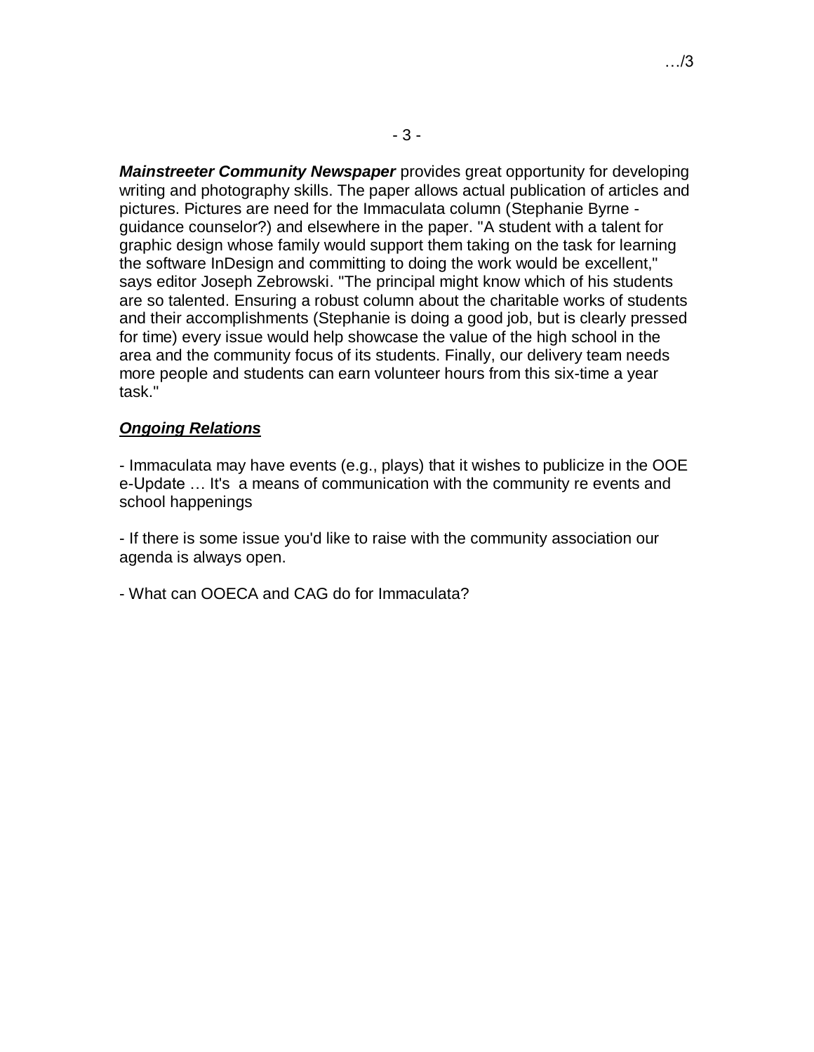***Mainstreeter Community Newspaper*** provides great opportunity for developing writing and photography skills. The paper allows actual publication of articles and pictures. Pictures are need for the Immaculata column (Stephanie Byrne - guidance counselor?) and elsewhere in the paper. "A student with a talent for graphic design whose family would support them taking on the task for learning the software InDesign and committing to doing the work would be excellent," says editor Joseph Zebrowski. "The principal might know which of his students are so talented. Ensuring a robust column about the charitable works of students and their accomplishments (Stephanie is doing a good job, but is clearly pressed for time) every issue would help showcase the value of the high school in the area and the community focus of its students. Finally, our delivery team needs more people and students can earn volunteer hours from this six-time a year task."

***Ongoing Relations***

- Immaculata may have events (e.g., plays) that it wishes to publicize in the OOE e-Update … It's a means of communication with the community re events and school happenings

- If there is some issue you'd like to raise with the community association our agenda is always open.

- What can OOECA and CAG do for Immaculata?